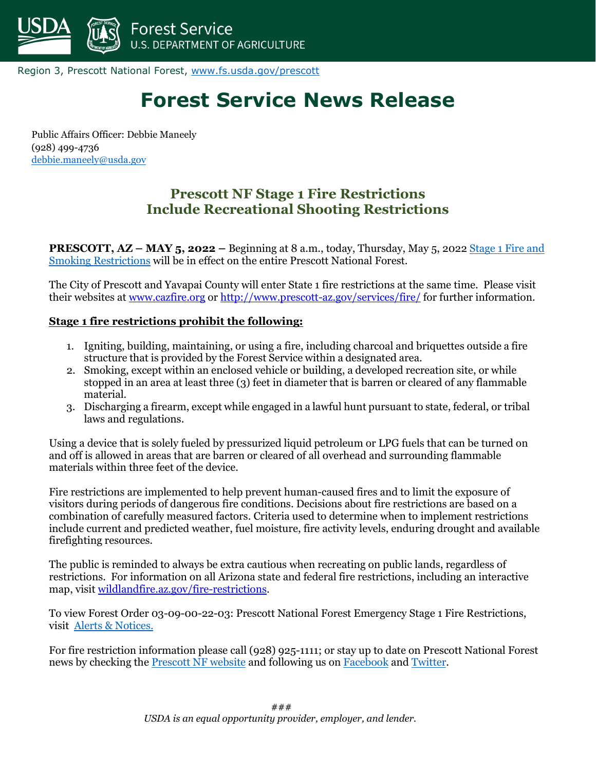USDA Forest Service U.S. DEPARTMENT OF AGRICULTURE

Region 3, Prescott National Forest, [www.fs.usda.gov/prescott](http://www.fs.usda.gov/prescott)

# Forest Service News Release

Public Affairs Officer: Debbie Maneely
(928) 499-4736
[debbie.maneely@usda.gov](mailto:debbie.maneely@usda.gov)

## Prescott NF Stage 1 Fire Restrictions Include Recreational Shooting Restrictions

**PRESCOTT, AZ – MAY 5, 2022 –** Beginning at 8 a.m., today, Thursday, May 5, 2022 [Stage 1 Fire and Smoking Restrictions]() will be in effect on the entire Prescott National Forest.

The City of Prescott and Yavapai County will enter State 1 fire restrictions at the same time. Please visit their websites at [www.cazfire.org](http://www.cazfire.org) or [http://www.prescott-az.gov/services/fire/](http://www.prescott-az.gov/services/fire/) for further information.

**Stage 1 fire restrictions prohibit the following:**

1. Igniting, building, maintaining, or using a fire, including charcoal and briquettes outside a fire structure that is provided by the Forest Service within a designated area.
2. Smoking, except within an enclosed vehicle or building, a developed recreation site, or while stopped in an area at least three (3) feet in diameter that is barren or cleared of any flammable material.
3. Discharging a firearm, except while engaged in a lawful hunt pursuant to state, federal, or tribal laws and regulations.

Using a device that is solely fueled by pressurized liquid petroleum or LPG fuels that can be turned on and off is allowed in areas that are barren or cleared of all overhead and surrounding flammable materials within three feet of the device.

Fire restrictions are implemented to help prevent human-caused fires and to limit the exposure of visitors during periods of dangerous fire conditions. Decisions about fire restrictions are based on a combination of carefully measured factors. Criteria used to determine when to implement restrictions include current and predicted weather, fuel moisture, fire activity levels, enduring drought and available firefighting resources.

The public is reminded to always be extra cautious when recreating on public lands, regardless of restrictions. For information on all Arizona state and federal fire restrictions, including an interactive map, visit [wildlandfire.az.gov/fire-restrictions](http://wildlandfire.az.gov/fire-restrictions).

To view Forest Order 03-09-00-22-03: Prescott National Forest Emergency Stage 1 Fire Restrictions, visit [Alerts & Notices.]()

For fire restriction information please call (928) 925-1111; or stay up to date on Prescott National Forest news by checking the [Prescott NF website]() and following us on [Facebook]() and [Twitter]().

###

*USDA is an equal opportunity provider, employer, and lender.*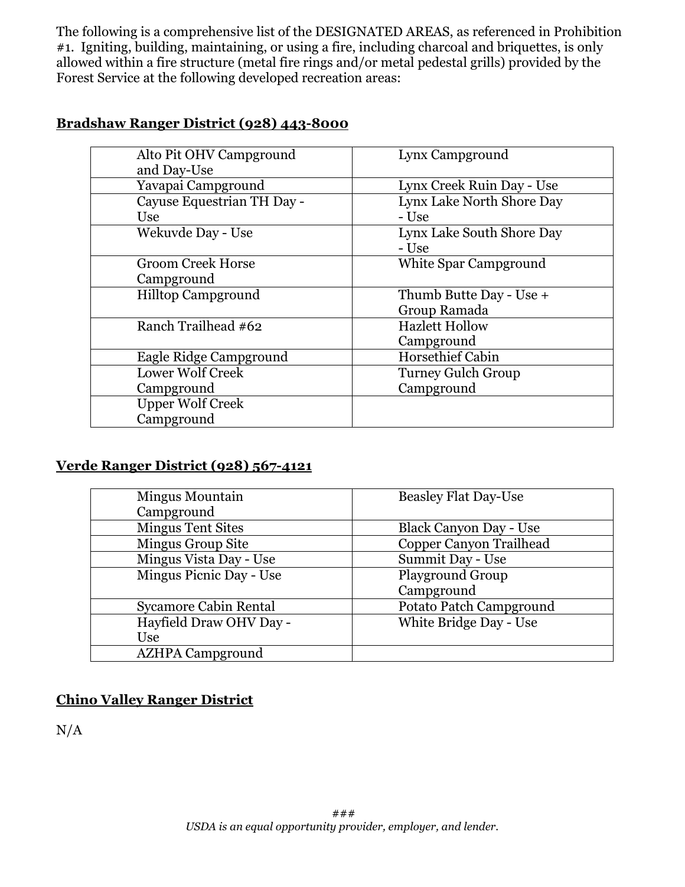The following is a comprehensive list of the DESIGNATED AREAS, as referenced in Prohibition #1. Igniting, building, maintaining, or using a fire, including charcoal and briquettes, is only allowed within a fire structure (metal fire rings and/or metal pedestal grills) provided by the Forest Service at the following developed recreation areas:

**Bradshaw Ranger District (928) 443-8000**

| | |
|---|---|
| Alto Pit OHV Campground and Day-Use | Lynx Campground |
| Yavapai Campground | Lynx Creek Ruin Day - Use |
| Cayuse Equestrian TH Day - Use | Lynx Lake North Shore Day - Use |
| Wekuvde Day - Use | Lynx Lake South Shore Day - Use |
| Groom Creek Horse Campground | White Spar Campground |
| Hilltop Campground | Thumb Butte Day - Use + Group Ramada |
| Ranch Trailhead #62 | Hazlett Hollow Campground |
| Eagle Ridge Campground | Horsethief Cabin |
| Lower Wolf Creek Campground | Turney Gulch Group Campground |
| Upper Wolf Creek Campground | |

**Verde Ranger District (928) 567-4121**

| | |
|---|---|
| Mingus Mountain Campground | Beasley Flat Day-Use |
| Mingus Tent Sites | Black Canyon Day - Use |
| Mingus Group Site | Copper Canyon Trailhead |
| Mingus Vista Day - Use | Summit Day - Use |
| Mingus Picnic Day - Use | Playground Group Campground |
| Sycamore Cabin Rental | Potato Patch Campground |
| Hayfield Draw OHV Day - Use | White Bridge Day - Use |
| AZHPA Campground | |

**Chino Valley Ranger District**

N/A

###

*USDA is an equal opportunity provider, employer, and lender.*